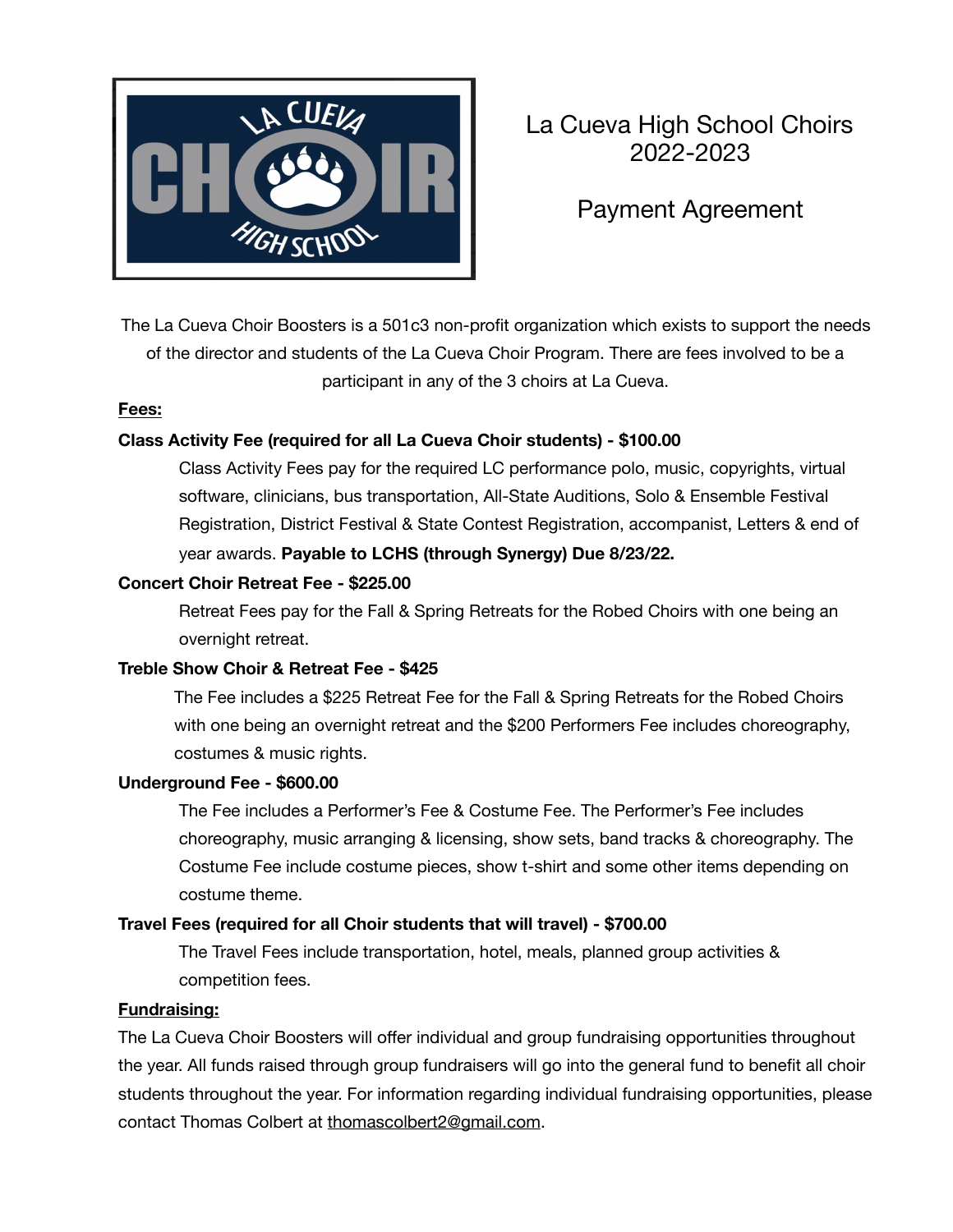# La Cueva High School Choirs 2022-2023

## Payment Agreement

The La Cueva Choir Boosters is a 501c3 non-profit organization which exists to support the needs of the director and students of the La Cueva Choir Program. There are fees involved to be a participant in any of the 3 choirs at La Cueva.

**Fees:**

**Class Activity Fee (required for all La Cueva Choir students) - $100.00**

Class Activity Fees pay for the required LC performance polo, music, copyrights, virtual software, clinicians, bus transportation, All-State Auditions, Solo & Ensemble Festival Registration, District Festival & State Contest Registration, accompanist, Letters & end of year awards. **Payable to LCHS (through Synergy) Due 8/23/22.**

**Concert Choir Retreat Fee - $225.00**

Retreat Fees pay for the Fall & Spring Retreats for the Robed Choirs with one being an overnight retreat.

**Treble Show Choir & Retreat Fee - $425**

The Fee includes a $225 Retreat Fee for the Fall & Spring Retreats for the Robed Choirs with one being an overnight retreat and the $200 Performers Fee includes choreography, costumes & music rights.

**Underground Fee - $600.00**

The Fee includes a Performer's Fee & Costume Fee. The Performer's Fee includes choreography, music arranging & licensing, show sets, band tracks & choreography. The Costume Fee include costume pieces, show t-shirt and some other items depending on costume theme.

**Travel Fees (required for all Choir students that will travel) - $700.00**

The Travel Fees include transportation, hotel, meals, planned group activities & competition fees.

**Fundraising:**

The La Cueva Choir Boosters will offer individual and group fundraising opportunities throughout the year. All funds raised through group fundraisers will go into the general fund to benefit all choir students throughout the year. For information regarding individual fundraising opportunities, please contact Thomas Colbert at thomascolbert2@gmail.com.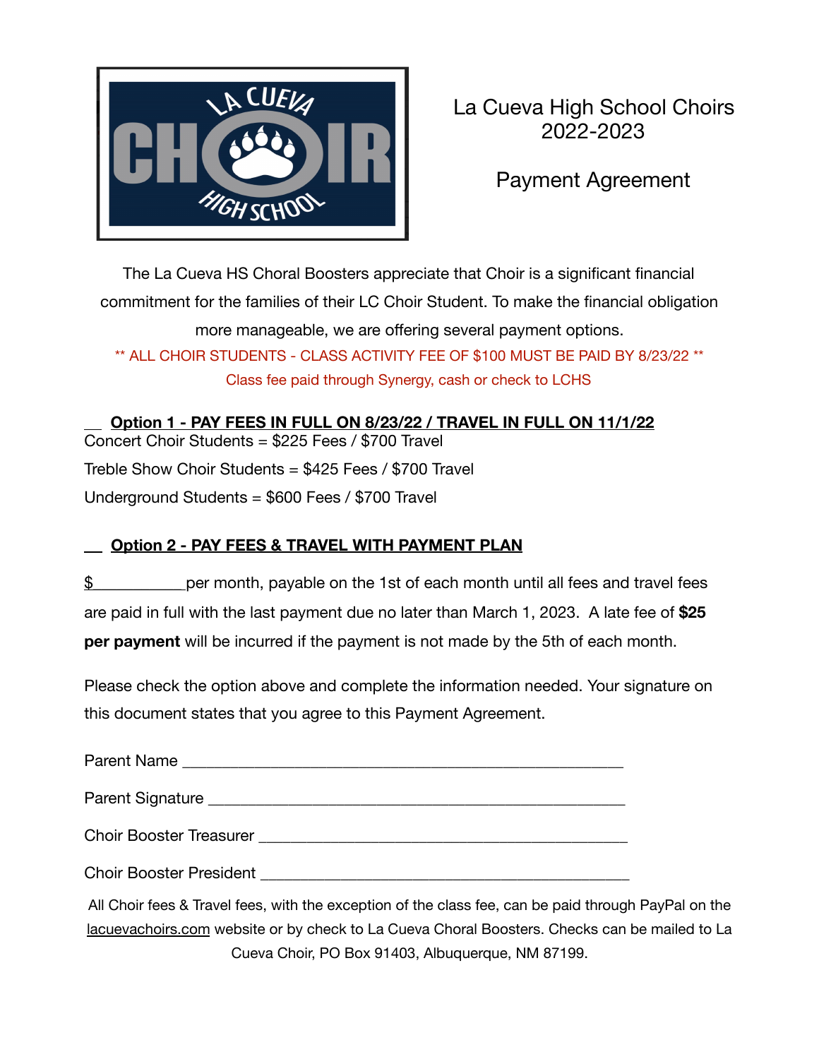# La Cueva High School Choirs 2022-2023

## Payment Agreement

The La Cueva HS Choral Boosters appreciate that Choir is a significant financial commitment for the families of their LC Choir Student. To make the financial obligation more manageable, we are offering several payment options.

\*\* ALL CHOIR STUDENTS - CLASS ACTIVITY FEE OF $100 MUST BE PAID BY 8/23/22 \*\*

Class fee paid through Synergy, cash or check to LCHS

\_\_ **Option 1 - PAY FEES IN FULL ON 8/23/22 / TRAVEL IN FULL ON 11/1/22**

Concert Choir Students = $225 Fees / $700 Travel

Treble Show Choir Students = $425 Fees / $700 Travel

Underground Students = $600 Fees / $700 Travel

\_\_ **Option 2 - PAY FEES & TRAVEL WITH PAYMENT PLAN**

$\_\_\_\_\_\_\_\_\_\_ per month, payable on the 1st of each month until all fees and travel fees are paid in full with the last payment due no later than March 1, 2023. A late fee of **$25 per payment** will be incurred if the payment is not made by the 5th of each month.

Please check the option above and complete the information needed. Your signature on this document states that you agree to this Payment Agreement.

Parent Name \_\_\_\_\_\_\_\_\_\_\_\_\_\_\_\_\_\_\_\_\_\_\_\_\_\_\_\_\_\_\_\_\_\_\_\_\_\_\_\_\_\_\_\_

Parent Signature \_\_\_\_\_\_\_\_\_\_\_\_\_\_\_\_\_\_\_\_\_\_\_\_\_\_\_\_\_\_\_\_\_\_\_\_\_\_\_\_\_

Choir Booster Treasurer \_\_\_\_\_\_\_\_\_\_\_\_\_\_\_\_\_\_\_\_\_\_\_\_\_\_\_\_\_\_\_\_\_\_\_\_\_

Choir Booster President \_\_\_\_\_\_\_\_\_\_\_\_\_\_\_\_\_\_\_\_\_\_\_\_\_\_\_\_\_\_\_\_\_\_\_\_\_

All Choir fees & Travel fees, with the exception of the class fee, can be paid through PayPal on the lacuevachoirs.com website or by check to La Cueva Choral Boosters. Checks can be mailed to La Cueva Choir, PO Box 91403, Albuquerque, NM 87199.